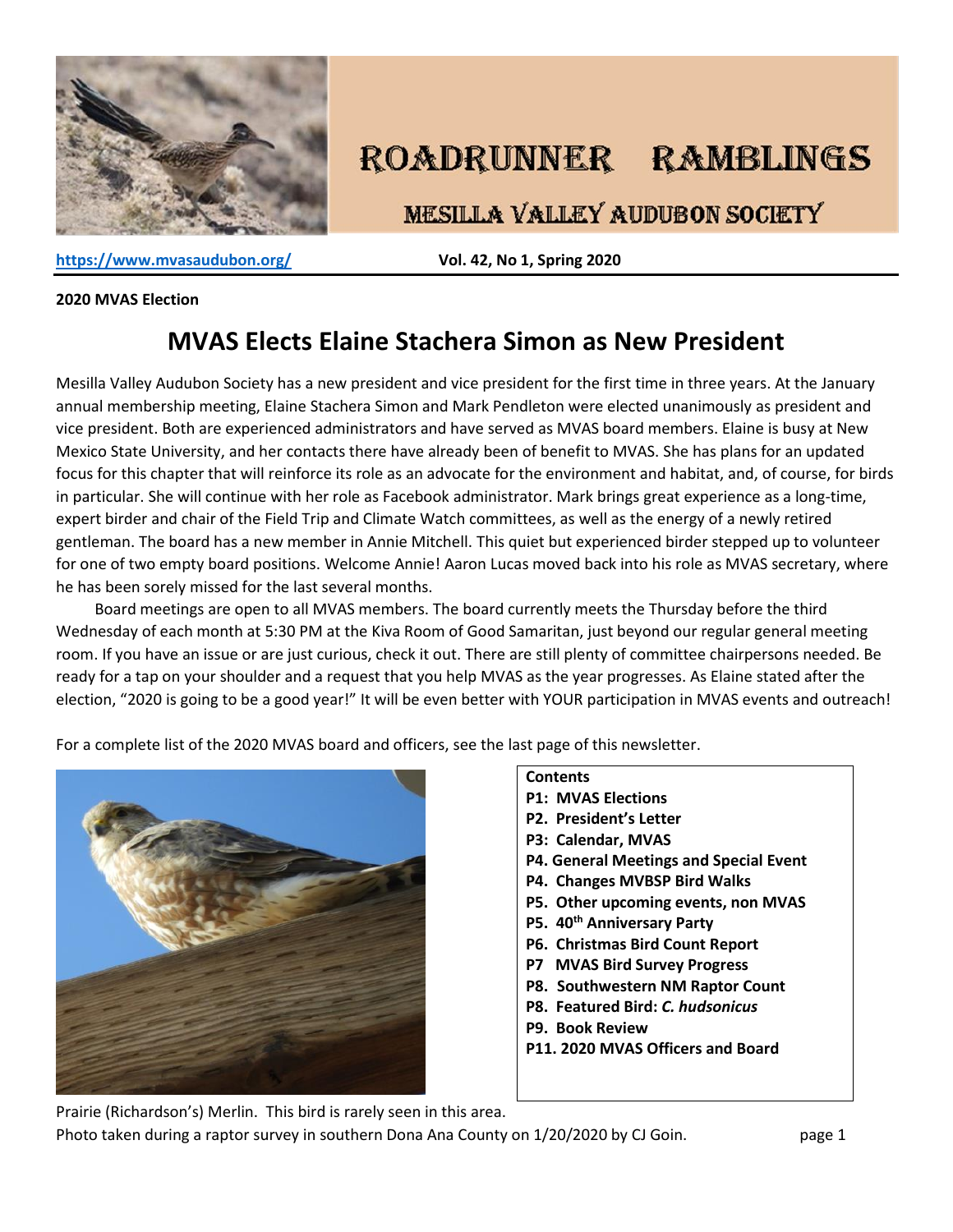# ROADRUNNER RAMBLINGS

## MESILLA VALLEY AUDUBON SOCIETY

https://www.mvasaudubon.org/ **Vol. 42, No 1, Spring 2020**

**2020 MVAS Election**

## MVAS Elects Elaine Stachera Simon as New President

Mesilla Valley Audubon Society has a new president and vice president for the first time in three years. At the January annual membership meeting, Elaine Stachera Simon and Mark Pendleton were elected unanimously as president and vice president. Both are experienced administrators and have served as MVAS board members. Elaine is busy at New Mexico State University, and her contacts there have already been of benefit to MVAS. She has plans for an updated focus for this chapter that will reinforce its role as an advocate for the environment and habitat, and, of course, for birds in particular. She will continue with her role as Facebook administrator. Mark brings great experience as a long-time, expert birder and chair of the Field Trip and Climate Watch committees, as well as the energy of a newly retired gentleman. The board has a new member in Annie Mitchell. This quiet but experienced birder stepped up to volunteer for one of two empty board positions. Welcome Annie! Aaron Lucas moved back into his role as MVAS secretary, where he has been sorely missed for the last several months.

Board meetings are open to all MVAS members. The board currently meets the Thursday before the third Wednesday of each month at 5:30 PM at the Kiva Room of Good Samaritan, just beyond our regular general meeting room. If you have an issue or are just curious, check it out. There are still plenty of committee chairpersons needed. Be ready for a tap on your shoulder and a request that you help MVAS as the year progresses. As Elaine stated after the election, "2020 is going to be a good year!" It will be even better with YOUR participation in MVAS events and outreach!

For a complete list of the 2020 MVAS board and officers, see the last page of this newsletter.

**Contents**
- **P1: MVAS Elections**
- **P2. President's Letter**
- **P3: Calendar, MVAS**
- **P4. General Meetings and Special Event**
- **P4. Changes MVBSP Bird Walks**
- **P5. Other upcoming events, non MVAS**
- **P5. 40th Anniversary Party**
- **P6. Christmas Bird Count Report**
- **P7 MVAS Bird Survey Progress**
- **P8. Southwestern NM Raptor Count**
- **P8. Featured Bird: *C. hudsonicus***
- **P9. Book Review**
- **P11. 2020 MVAS Officers and Board**

Prairie (Richardson's) Merlin. This bird is rarely seen in this area.
Photo taken during a raptor survey in southern Dona Ana County on 1/20/2020 by CJ Goin.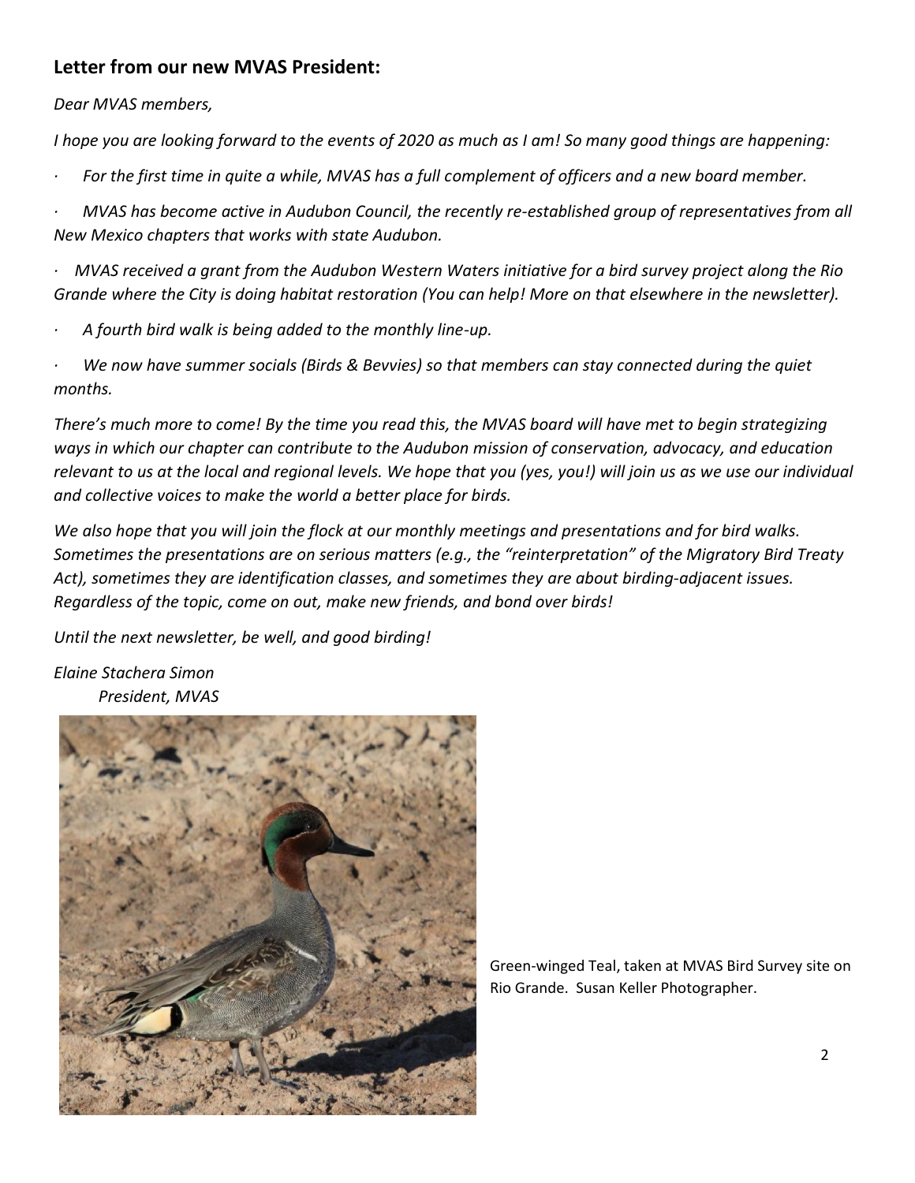## Letter from our new MVAS President:

*Dear MVAS members,*

*I hope you are looking forward to the events of 2020 as much as I am! So many good things are happening:*

- *For the first time in quite a while, MVAS has a full complement of officers and a new board member.*
- *MVAS has become active in Audubon Council, the recently re-established group of representatives from all New Mexico chapters that works with state Audubon.*
- *MVAS received a grant from the Audubon Western Waters initiative for a bird survey project along the Rio Grande where the City is doing habitat restoration (You can help! More on that elsewhere in the newsletter).*
- *A fourth bird walk is being added to the monthly line-up.*
- *We now have summer socials (Birds & Bevvies) so that members can stay connected during the quiet months.*

*There's much more to come! By the time you read this, the MVAS board will have met to begin strategizing ways in which our chapter can contribute to the Audubon mission of conservation, advocacy, and education relevant to us at the local and regional levels. We hope that you (yes, you!) will join us as we use our individual and collective voices to make the world a better place for birds.*

*We also hope that you will join the flock at our monthly meetings and presentations and for bird walks. Sometimes the presentations are on serious matters (e.g., the "reinterpretation" of the Migratory Bird Treaty Act), sometimes they are identification classes, and sometimes they are about birding-adjacent issues. Regardless of the topic, come on out, make new friends, and bond over birds!*

*Until the next newsletter, be well, and good birding!*

*Elaine Stachera Simon*
*President, MVAS*

Green-winged Teal, taken at MVAS Bird Survey site on Rio Grande. Susan Keller Photographer.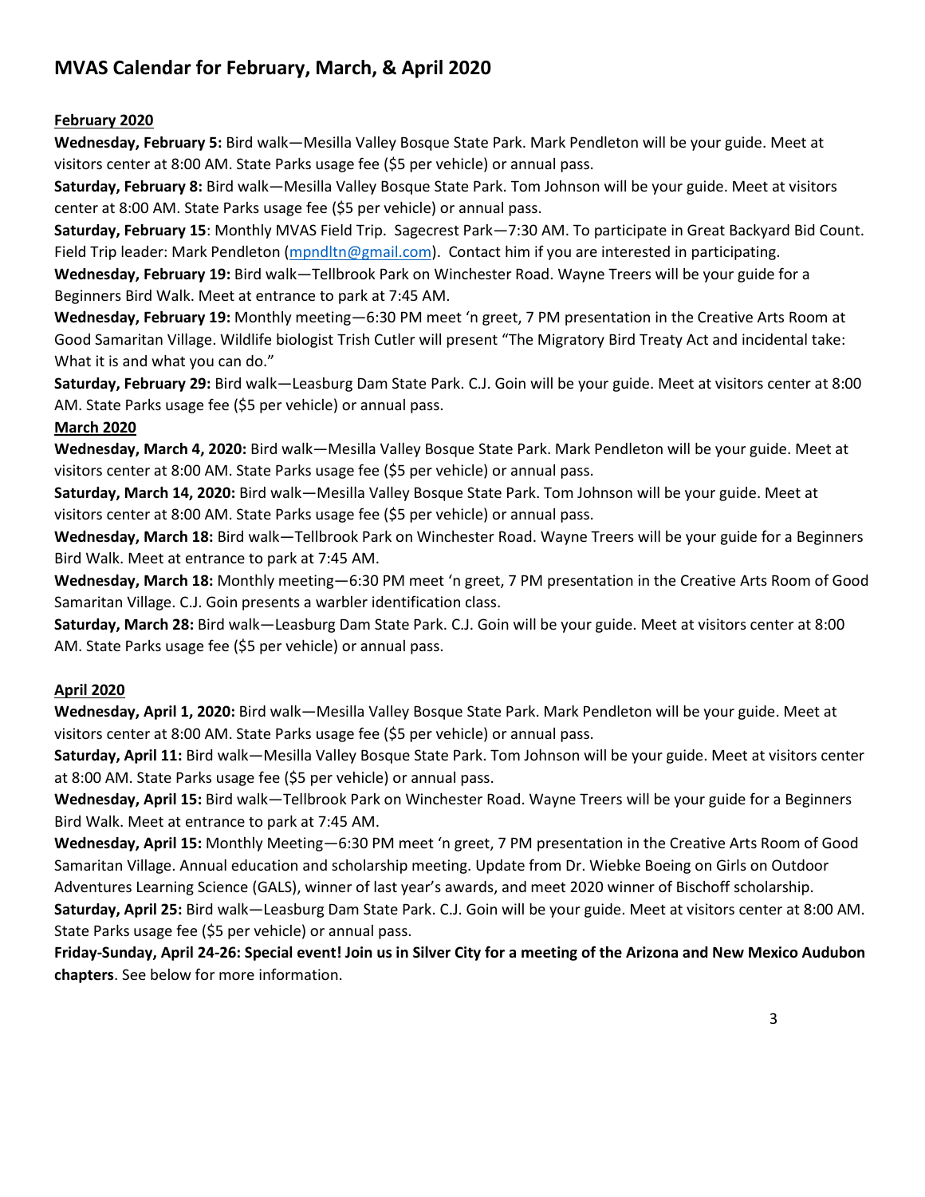# MVAS Calendar for February, March, & April 2020

**February 2020**

**Wednesday, February 5:** Bird walk—Mesilla Valley Bosque State Park. Mark Pendleton will be your guide. Meet at visitors center at 8:00 AM. State Parks usage fee ($5 per vehicle) or annual pass.

**Saturday, February 8:** Bird walk—Mesilla Valley Bosque State Park. Tom Johnson will be your guide. Meet at visitors center at 8:00 AM. State Parks usage fee ($5 per vehicle) or annual pass.

**Saturday, February 15**: Monthly MVAS Field Trip. Sagecrest Park—7:30 AM. To participate in Great Backyard Bid Count. Field Trip leader: Mark Pendleton (mpndltn@gmail.com). Contact him if you are interested in participating.

**Wednesday, February 19:** Bird walk—Tellbrook Park on Winchester Road. Wayne Treers will be your guide for a Beginners Bird Walk. Meet at entrance to park at 7:45 AM.

**Wednesday, February 19:** Monthly meeting—6:30 PM meet 'n greet, 7 PM presentation in the Creative Arts Room at Good Samaritan Village. Wildlife biologist Trish Cutler will present "The Migratory Bird Treaty Act and incidental take: What it is and what you can do."

**Saturday, February 29:** Bird walk—Leasburg Dam State Park. C.J. Goin will be your guide. Meet at visitors center at 8:00 AM. State Parks usage fee ($5 per vehicle) or annual pass.

**March 2020**

**Wednesday, March 4, 2020:** Bird walk—Mesilla Valley Bosque State Park. Mark Pendleton will be your guide. Meet at visitors center at 8:00 AM. State Parks usage fee ($5 per vehicle) or annual pass.

**Saturday, March 14, 2020:** Bird walk—Mesilla Valley Bosque State Park. Tom Johnson will be your guide. Meet at visitors center at 8:00 AM. State Parks usage fee ($5 per vehicle) or annual pass.

**Wednesday, March 18:** Bird walk—Tellbrook Park on Winchester Road. Wayne Treers will be your guide for a Beginners Bird Walk. Meet at entrance to park at 7:45 AM.

**Wednesday, March 18:** Monthly meeting—6:30 PM meet 'n greet, 7 PM presentation in the Creative Arts Room of Good Samaritan Village. C.J. Goin presents a warbler identification class.

**Saturday, March 28:** Bird walk—Leasburg Dam State Park. C.J. Goin will be your guide. Meet at visitors center at 8:00 AM. State Parks usage fee ($5 per vehicle) or annual pass.

**April 2020**

**Wednesday, April 1, 2020:** Bird walk—Mesilla Valley Bosque State Park. Mark Pendleton will be your guide. Meet at visitors center at 8:00 AM. State Parks usage fee ($5 per vehicle) or annual pass.

**Saturday, April 11:** Bird walk—Mesilla Valley Bosque State Park. Tom Johnson will be your guide. Meet at visitors center at 8:00 AM. State Parks usage fee ($5 per vehicle) or annual pass.

**Wednesday, April 15:** Bird walk—Tellbrook Park on Winchester Road. Wayne Treers will be your guide for a Beginners Bird Walk. Meet at entrance to park at 7:45 AM.

**Wednesday, April 15:** Monthly Meeting—6:30 PM meet 'n greet, 7 PM presentation in the Creative Arts Room of Good Samaritan Village. Annual education and scholarship meeting. Update from Dr. Wiebke Boeing on Girls on Outdoor Adventures Learning Science (GALS), winner of last year's awards, and meet 2020 winner of Bischoff scholarship.

**Saturday, April 25:** Bird walk—Leasburg Dam State Park. C.J. Goin will be your guide. Meet at visitors center at 8:00 AM. State Parks usage fee ($5 per vehicle) or annual pass.

**Friday-Sunday, April 24-26: Special event! Join us in Silver City for a meeting of the Arizona and New Mexico Audubon chapters**. See below for more information.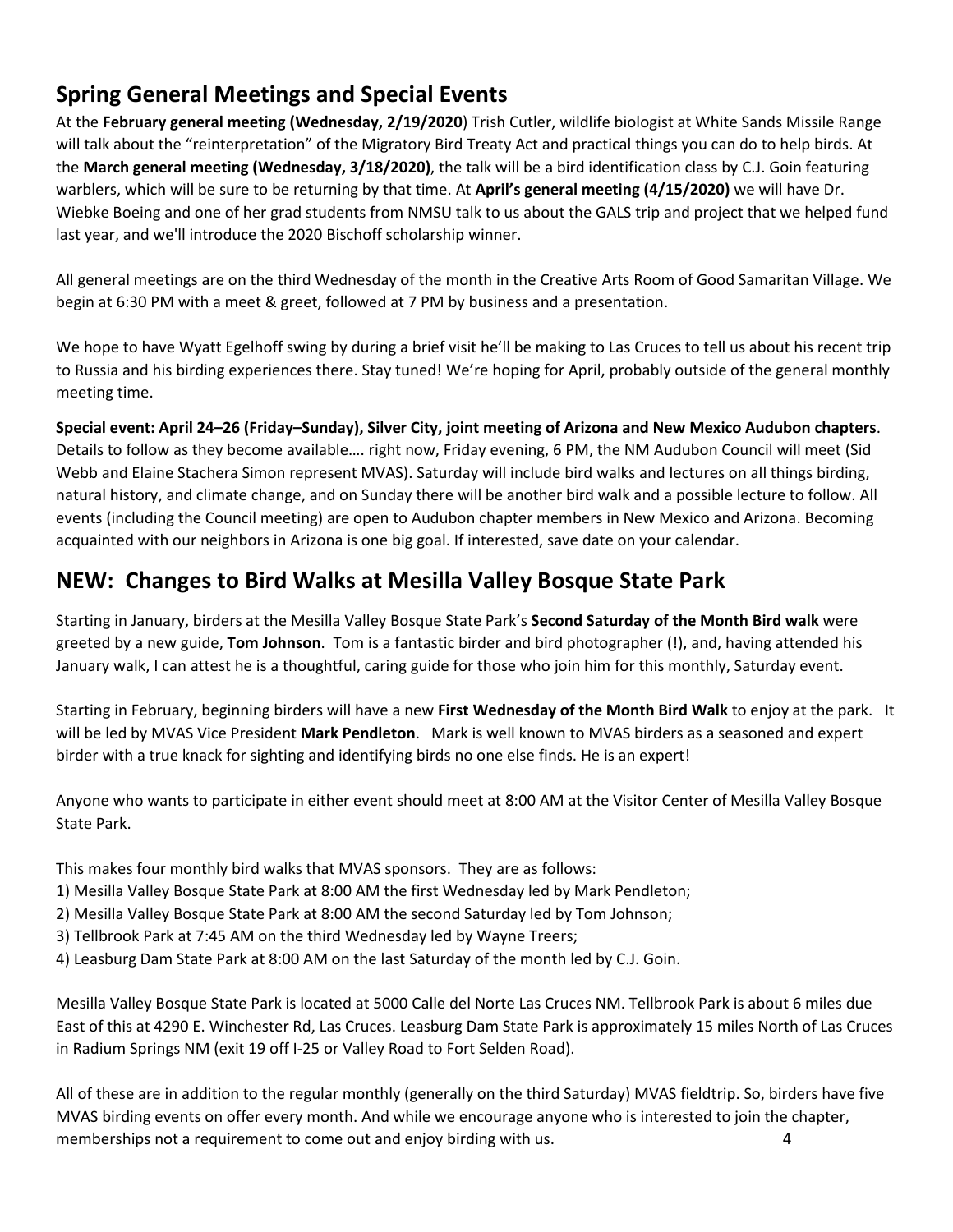## Spring General Meetings and Special Events

At the **February general meeting (Wednesday, 2/19/2020**) Trish Cutler, wildlife biologist at White Sands Missile Range will talk about the "reinterpretation" of the Migratory Bird Treaty Act and practical things you can do to help birds. At the **March general meeting (Wednesday, 3/18/2020)**, the talk will be a bird identification class by C.J. Goin featuring warblers, which will be sure to be returning by that time. At **April's general meeting (4/15/2020)** we will have Dr. Wiebke Boeing and one of her grad students from NMSU talk to us about the GALS trip and project that we helped fund last year, and we'll introduce the 2020 Bischoff scholarship winner.

All general meetings are on the third Wednesday of the month in the Creative Arts Room of Good Samaritan Village. We begin at 6:30 PM with a meet & greet, followed at 7 PM by business and a presentation.

We hope to have Wyatt Egelhoff swing by during a brief visit he'll be making to Las Cruces to tell us about his recent trip to Russia and his birding experiences there. Stay tuned! We're hoping for April, probably outside of the general monthly meeting time.

**Special event: April 24–26 (Friday–Sunday), Silver City, joint meeting of Arizona and New Mexico Audubon chapters**. Details to follow as they become available…. right now, Friday evening, 6 PM, the NM Audubon Council will meet (Sid Webb and Elaine Stachera Simon represent MVAS). Saturday will include bird walks and lectures on all things birding, natural history, and climate change, and on Sunday there will be another bird walk and a possible lecture to follow. All events (including the Council meeting) are open to Audubon chapter members in New Mexico and Arizona. Becoming acquainted with our neighbors in Arizona is one big goal. If interested, save date on your calendar.

## NEW: Changes to Bird Walks at Mesilla Valley Bosque State Park

Starting in January, birders at the Mesilla Valley Bosque State Park's **Second Saturday of the Month Bird walk** were greeted by a new guide, **Tom Johnson**. Tom is a fantastic birder and bird photographer (!), and, having attended his January walk, I can attest he is a thoughtful, caring guide for those who join him for this monthly, Saturday event.

Starting in February, beginning birders will have a new **First Wednesday of the Month Bird Walk** to enjoy at the park. It will be led by MVAS Vice President **Mark Pendleton**. Mark is well known to MVAS birders as a seasoned and expert birder with a true knack for sighting and identifying birds no one else finds. He is an expert!

Anyone who wants to participate in either event should meet at 8:00 AM at the Visitor Center of Mesilla Valley Bosque State Park.

This makes four monthly bird walks that MVAS sponsors. They are as follows:

1) Mesilla Valley Bosque State Park at 8:00 AM the first Wednesday led by Mark Pendleton;
2) Mesilla Valley Bosque State Park at 8:00 AM the second Saturday led by Tom Johnson;
3) Tellbrook Park at 7:45 AM on the third Wednesday led by Wayne Treers;
4) Leasburg Dam State Park at 8:00 AM on the last Saturday of the month led by C.J. Goin.

Mesilla Valley Bosque State Park is located at 5000 Calle del Norte Las Cruces NM. Tellbrook Park is about 6 miles due East of this at 4290 E. Winchester Rd, Las Cruces. Leasburg Dam State Park is approximately 15 miles North of Las Cruces in Radium Springs NM (exit 19 off I-25 or Valley Road to Fort Selden Road).

All of these are in addition to the regular monthly (generally on the third Saturday) MVAS fieldtrip. So, birders have five MVAS birding events on offer every month. And while we encourage anyone who is interested to join the chapter, memberships not a requirement to come out and enjoy birding with us.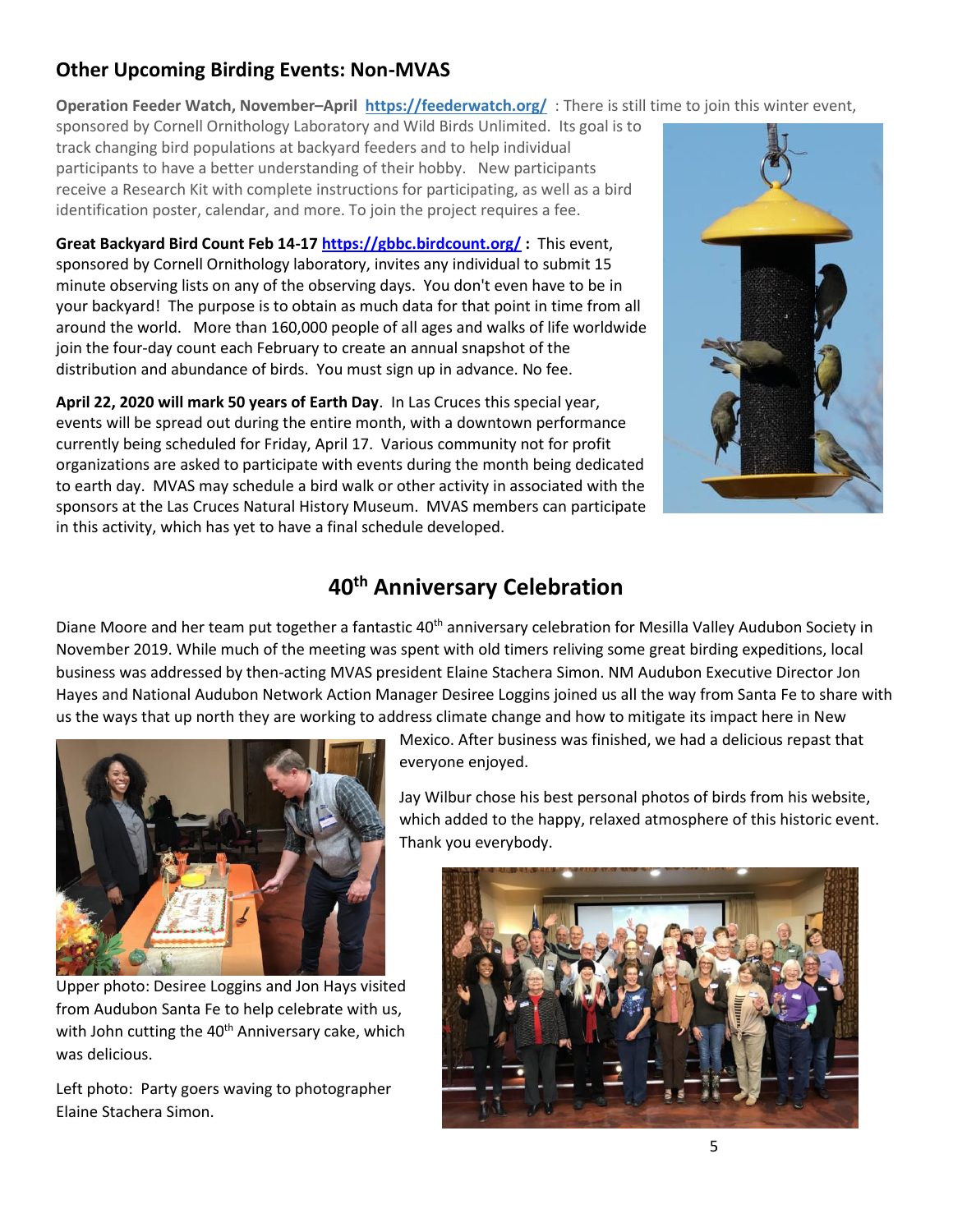## Other Upcoming Birding Events: Non-MVAS

**Operation Feeder Watch, November–April** **https://feederwatch.org/** : There is still time to join this winter event, sponsored by Cornell Ornithology Laboratory and Wild Birds Unlimited. Its goal is to track changing bird populations at backyard feeders and to help individual participants to have a better understanding of their hobby. New participants receive a Research Kit with complete instructions for participating, as well as a bird identification poster, calendar, and more. To join the project requires a fee.

**Great Backyard Bird Count Feb 14-17** **https://gbbc.birdcount.org/ :** This event, sponsored by Cornell Ornithology laboratory, invites any individual to submit 15 minute observing lists on any of the observing days. You don't even have to be in your backyard! The purpose is to obtain as much data for that point in time from all around the world. More than 160,000 people of all ages and walks of life worldwide join the four-day count each February to create an annual snapshot of the distribution and abundance of birds. You must sign up in advance. No fee.

**April 22, 2020 will mark 50 years of Earth Day**. In Las Cruces this special year, events will be spread out during the entire month, with a downtown performance currently being scheduled for Friday, April 17. Various community not for profit organizations are asked to participate with events during the month being dedicated to earth day. MVAS may schedule a bird walk or other activity in associated with the sponsors at the Las Cruces Natural History Museum. MVAS members can participate in this activity, which has yet to have a final schedule developed.

## 40th Anniversary Celebration

Diane Moore and her team put together a fantastic 40th anniversary celebration for Mesilla Valley Audubon Society in November 2019. While much of the meeting was spent with old timers reliving some great birding expeditions, local business was addressed by then-acting MVAS president Elaine Stachera Simon. NM Audubon Executive Director Jon Hayes and National Audubon Network Action Manager Desiree Loggins joined us all the way from Santa Fe to share with us the ways that up north they are working to address climate change and how to mitigate its impact here in New Mexico. After business was finished, we had a delicious repast that everyone enjoyed.

Jay Wilbur chose his best personal photos of birds from his website, which added to the happy, relaxed atmosphere of this historic event. Thank you everybody.

Upper photo: Desiree Loggins and Jon Hays visited from Audubon Santa Fe to help celebrate with us, with John cutting the 40th Anniversary cake, which was delicious.

Left photo: Party goers waving to photographer Elaine Stachera Simon.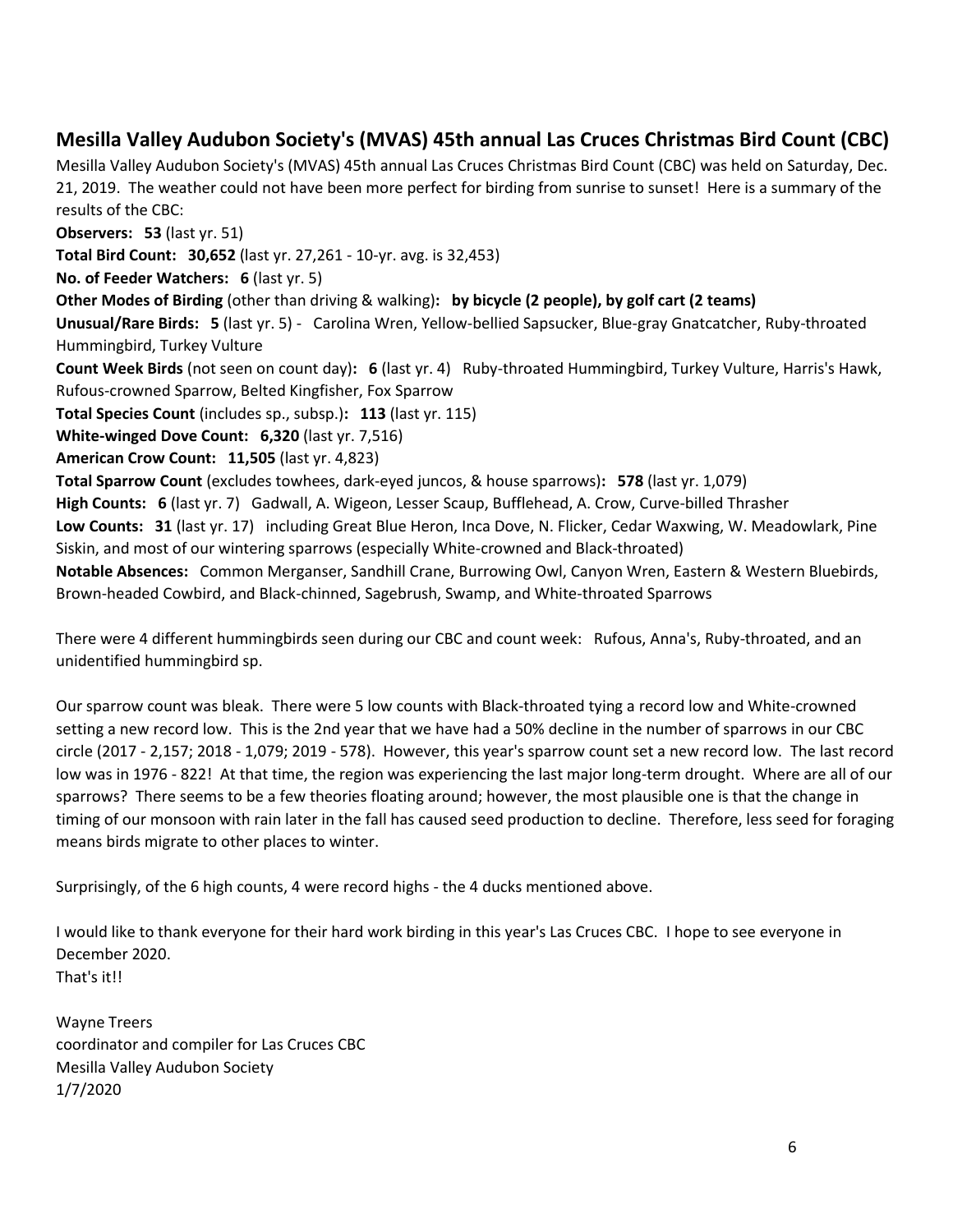## Mesilla Valley Audubon Society's (MVAS) 45th annual Las Cruces Christmas Bird Count (CBC)

Mesilla Valley Audubon Society's (MVAS) 45th annual Las Cruces Christmas Bird Count (CBC) was held on Saturday, Dec. 21, 2019. The weather could not have been more perfect for birding from sunrise to sunset! Here is a summary of the results of the CBC:

**Observers: 53** (last yr. 51)

**Total Bird Count: 30,652** (last yr. 27,261 - 10-yr. avg. is 32,453)

**No. of Feeder Watchers: 6** (last yr. 5)

**Other Modes of Birding** (other than driving & walking)**: by bicycle (2 people), by golf cart (2 teams)**

**Unusual/Rare Birds: 5** (last yr. 5) - Carolina Wren, Yellow-bellied Sapsucker, Blue-gray Gnatcatcher, Ruby-throated Hummingbird, Turkey Vulture

**Count Week Birds** (not seen on count day)**: 6** (last yr. 4) Ruby-throated Hummingbird, Turkey Vulture, Harris's Hawk, Rufous-crowned Sparrow, Belted Kingfisher, Fox Sparrow

**Total Species Count** (includes sp., subsp.)**: 113** (last yr. 115)

**White-winged Dove Count: 6,320** (last yr. 7,516)

**American Crow Count: 11,505** (last yr. 4,823)

**Total Sparrow Count** (excludes towhees, dark-eyed juncos, & house sparrows)**: 578** (last yr. 1,079)

**High Counts: 6** (last yr. 7) Gadwall, A. Wigeon, Lesser Scaup, Bufflehead, A. Crow, Curve-billed Thrasher

**Low Counts: 31** (last yr. 17) including Great Blue Heron, Inca Dove, N. Flicker, Cedar Waxwing, W. Meadowlark, Pine Siskin, and most of our wintering sparrows (especially White-crowned and Black-throated)

**Notable Absences:** Common Merganser, Sandhill Crane, Burrowing Owl, Canyon Wren, Eastern & Western Bluebirds, Brown-headed Cowbird, and Black-chinned, Sagebrush, Swamp, and White-throated Sparrows

There were 4 different hummingbirds seen during our CBC and count week: Rufous, Anna's, Ruby-throated, and an unidentified hummingbird sp.

Our sparrow count was bleak. There were 5 low counts with Black-throated tying a record low and White-crowned setting a new record low. This is the 2nd year that we have had a 50% decline in the number of sparrows in our CBC circle (2017 - 2,157; 2018 - 1,079; 2019 - 578). However, this year's sparrow count set a new record low. The last record low was in 1976 - 822! At that time, the region was experiencing the last major long-term drought. Where are all of our sparrows? There seems to be a few theories floating around; however, the most plausible one is that the change in timing of our monsoon with rain later in the fall has caused seed production to decline. Therefore, less seed for foraging means birds migrate to other places to winter.

Surprisingly, of the 6 high counts, 4 were record highs - the 4 ducks mentioned above.

I would like to thank everyone for their hard work birding in this year's Las Cruces CBC. I hope to see everyone in December 2020.
That's it!!

Wayne Treers
coordinator and compiler for Las Cruces CBC
Mesilla Valley Audubon Society
1/7/2020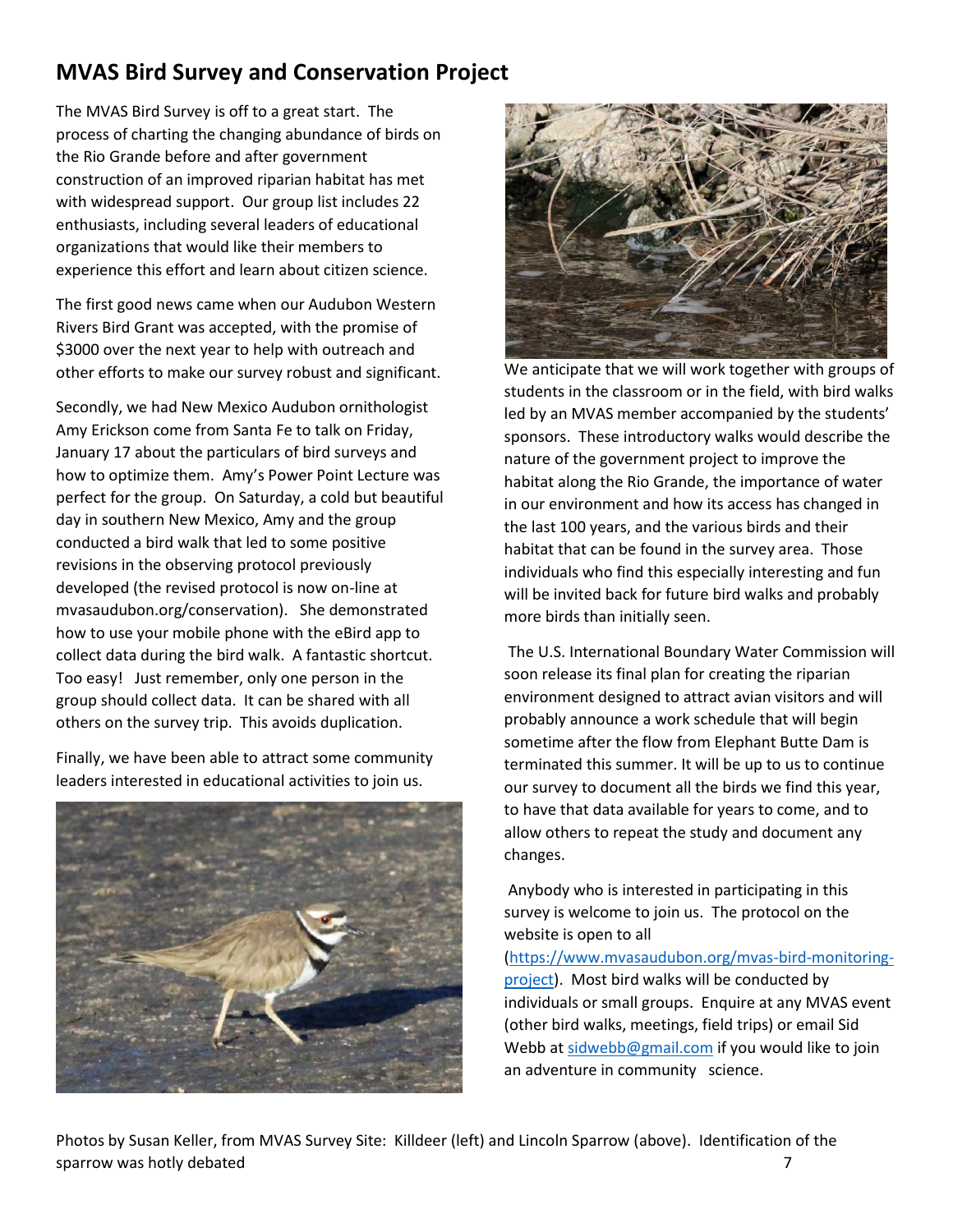## MVAS Bird Survey and Conservation Project

The MVAS Bird Survey is off to a great start. The process of charting the changing abundance of birds on the Rio Grande before and after government construction of an improved riparian habitat has met with widespread support. Our group list includes 22 enthusiasts, including several leaders of educational organizations that would like their members to experience this effort and learn about citizen science.

The first good news came when our Audubon Western Rivers Bird Grant was accepted, with the promise of $3000 over the next year to help with outreach and other efforts to make our survey robust and significant.

Secondly, we had New Mexico Audubon ornithologist Amy Erickson come from Santa Fe to talk on Friday, January 17 about the particulars of bird surveys and how to optimize them. Amy's Power Point Lecture was perfect for the group. On Saturday, a cold but beautiful day in southern New Mexico, Amy and the group conducted a bird walk that led to some positive revisions in the observing protocol previously developed (the revised protocol is now on-line at mvasaudubon.org/conservation). She demonstrated how to use your mobile phone with the eBird app to collect data during the bird walk. A fantastic shortcut. Too easy! Just remember, only one person in the group should collect data. It can be shared with all others on the survey trip. This avoids duplication.

Finally, we have been able to attract some community leaders interested in educational activities to join us. We anticipate that we will work together with groups of students in the classroom or in the field, with bird walks led by an MVAS member accompanied by the students' sponsors. These introductory walks would describe the nature of the government project to improve the habitat along the Rio Grande, the importance of water in our environment and how its access has changed in the last 100 years, and the various birds and their habitat that can be found in the survey area. Those individuals who find this especially interesting and fun will be invited back for future bird walks and probably more birds than initially seen.

The U.S. International Boundary Water Commission will soon release its final plan for creating the riparian environment designed to attract avian visitors and will probably announce a work schedule that will begin sometime after the flow from Elephant Butte Dam is terminated this summer. It will be up to us to continue our survey to document all the birds we find this year, to have that data available for years to come, and to allow others to repeat the study and document any changes.

Anybody who is interested in participating in this survey is welcome to join us. The protocol on the website is open to all (https://www.mvasaudubon.org/mvas-bird-monitoring-project). Most bird walks will be conducted by individuals or small groups. Enquire at any MVAS event (other bird walks, meetings, field trips) or email Sid Webb at sidwebb@gmail.com if you would like to join an adventure in community science.

Photos by Susan Keller, from MVAS Survey Site: Killdeer (left) and Lincoln Sparrow (above). Identification of the sparrow was hotly debated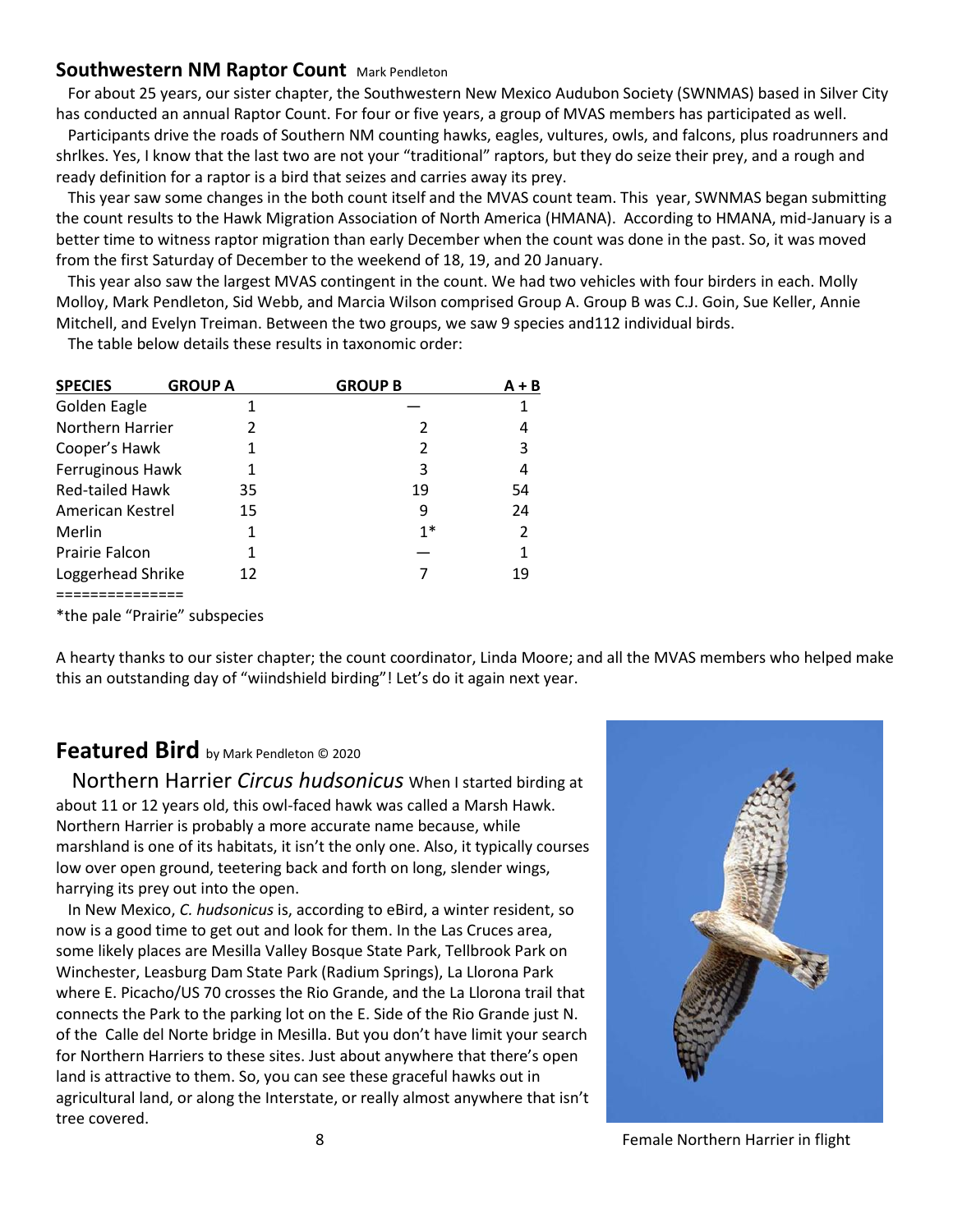## Southwestern NM Raptor Count Mark Pendleton

For about 25 years, our sister chapter, the Southwestern New Mexico Audubon Society (SWNMAS) based in Silver City has conducted an annual Raptor Count. For four or five years, a group of MVAS members has participated as well.

Participants drive the roads of Southern NM counting hawks, eagles, vultures, owls, and falcons, plus roadrunners and shrlkes. Yes, I know that the last two are not your "traditional" raptors, but they do seize their prey, and a rough and ready definition for a raptor is a bird that seizes and carries away its prey.

This year saw some changes in the both count itself and the MVAS count team. This year, SWNMAS began submitting the count results to the Hawk Migration Association of North America (HMANA). According to HMANA, mid-January is a better time to witness raptor migration than early December when the count was done in the past. So, it was moved from the first Saturday of December to the weekend of 18, 19, and 20 January.

This year also saw the largest MVAS contingent in the count. We had two vehicles with four birders in each. Molly Molloy, Mark Pendleton, Sid Webb, and Marcia Wilson comprised Group A. Group B was C.J. Goin, Sue Keller, Annie Mitchell, and Evelyn Treiman. Between the two groups, we saw 9 species and112 individual birds.

The table below details these results in taxonomic order:

| SPECIES | GROUP A | GROUP B | A + B |
|---|---|---|---|
| Golden Eagle | 1 | — | 1 |
| Northern Harrier | 2 | 2 | 4 |
| Cooper's Hawk | 1 | 2 | 3 |
| Ferruginous Hawk | 1 | 3 | 4 |
| Red-tailed Hawk | 35 | 19 | 54 |
| American Kestrel | 15 | 9 | 24 |
| Merlin | 1 | 1* | 2 |
| Prairie Falcon | 1 | — | 1 |
| Loggerhead Shrike | 12 | 7 | 19 |

===============

*the pale "Prairie" subspecies

A hearty thanks to our sister chapter; the count coordinator, Linda Moore; and all the MVAS members who helped make this an outstanding day of "wiindshield birding"! Let's do it again next year.

## Featured Bird by Mark Pendleton © 2020

Northern Harrier *Circus hudsonicus* When I started birding at about 11 or 12 years old, this owl-faced hawk was called a Marsh Hawk. Northern Harrier is probably a more accurate name because, while marshland is one of its habitats, it isn't the only one. Also, it typically courses low over open ground, teetering back and forth on long, slender wings, harrying its prey out into the open.

In New Mexico, *C. hudsonicus* is, according to eBird, a winter resident, so now is a good time to get out and look for them. In the Las Cruces area, some likely places are Mesilla Valley Bosque State Park, Tellbrook Park on Winchester, Leasburg Dam State Park (Radium Springs), La Llorona Park where E. Picacho/US 70 crosses the Rio Grande, and the La Llorona trail that connects the Park to the parking lot on the E. Side of the Rio Grande just N. of the Calle del Norte bridge in Mesilla. But you don't have limit your search for Northern Harriers to these sites. Just about anywhere that there's open land is attractive to them. So, you can see these graceful hawks out in agricultural land, or along the Interstate, or really almost anywhere that isn't tree covered.

Female Northern Harrier in flight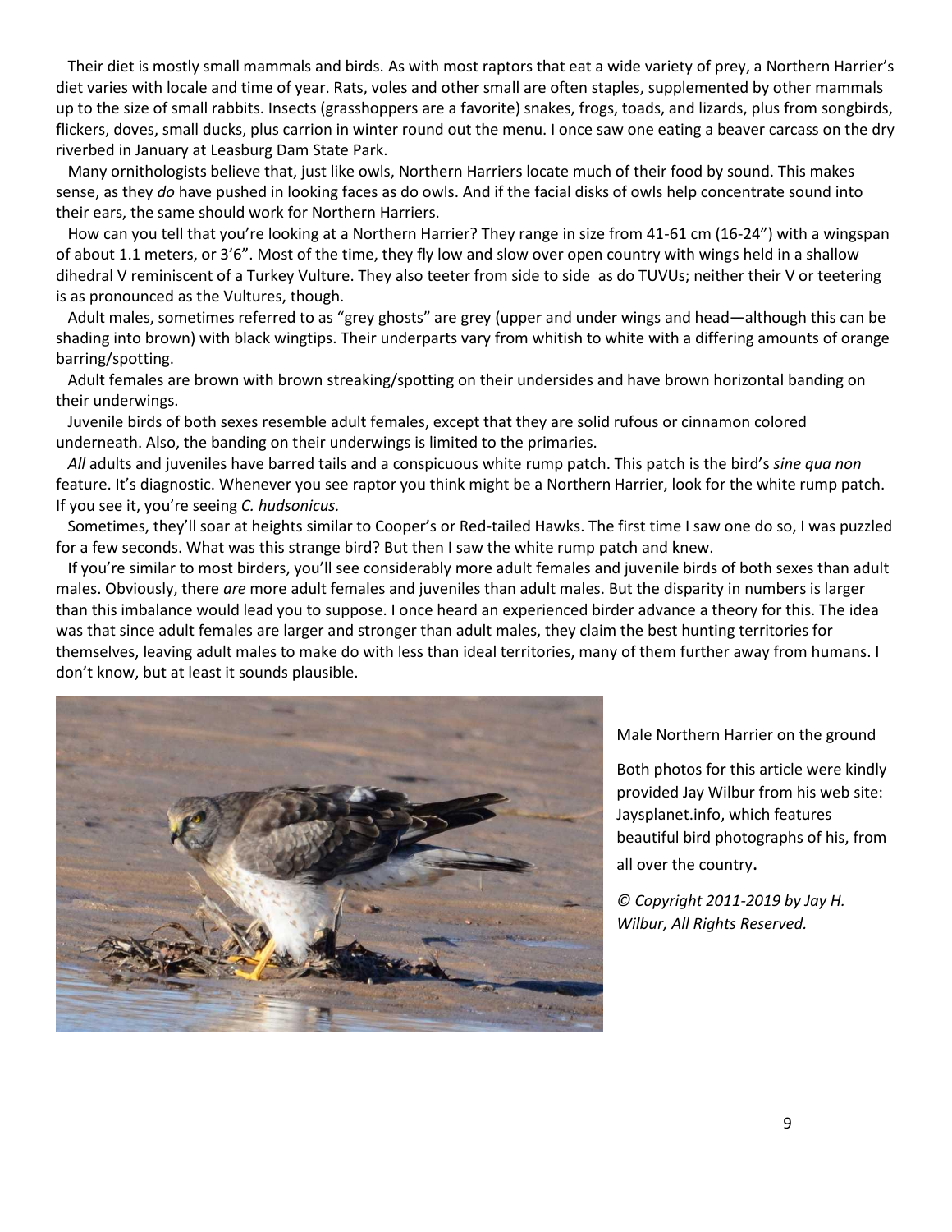Their diet is mostly small mammals and birds. As with most raptors that eat a wide variety of prey, a Northern Harrier's diet varies with locale and time of year. Rats, voles and other small are often staples, supplemented by other mammals up to the size of small rabbits. Insects (grasshoppers are a favorite) snakes, frogs, toads, and lizards, plus from songbirds, flickers, doves, small ducks, plus carrion in winter round out the menu. I once saw one eating a beaver carcass on the dry riverbed in January at Leasburg Dam State Park.

Many ornithologists believe that, just like owls, Northern Harriers locate much of their food by sound. This makes sense, as they *do* have pushed in looking faces as do owls. And if the facial disks of owls help concentrate sound into their ears, the same should work for Northern Harriers.

How can you tell that you're looking at a Northern Harrier? They range in size from 41-61 cm (16-24") with a wingspan of about 1.1 meters, or 3'6". Most of the time, they fly low and slow over open country with wings held in a shallow dihedral V reminiscent of a Turkey Vulture. They also teeter from side to side as do TUVUs; neither their V or teetering is as pronounced as the Vultures, though.

Adult males, sometimes referred to as "grey ghosts" are grey (upper and under wings and head—although this can be shading into brown) with black wingtips. Their underparts vary from whitish to white with a differing amounts of orange barring/spotting.

Adult females are brown with brown streaking/spotting on their undersides and have brown horizontal banding on their underwings.

Juvenile birds of both sexes resemble adult females, except that they are solid rufous or cinnamon colored underneath. Also, the banding on their underwings is limited to the primaries.

*All* adults and juveniles have barred tails and a conspicuous white rump patch. This patch is the bird's *sine qua non* feature. It's diagnostic. Whenever you see raptor you think might be a Northern Harrier, look for the white rump patch. If you see it, you're seeing *C. hudsonicus.*

Sometimes, they'll soar at heights similar to Cooper's or Red-tailed Hawks. The first time I saw one do so, I was puzzled for a few seconds. What was this strange bird? But then I saw the white rump patch and knew.

If you're similar to most birders, you'll see considerably more adult females and juvenile birds of both sexes than adult males. Obviously, there *are* more adult females and juveniles than adult males. But the disparity in numbers is larger than this imbalance would lead you to suppose. I once heard an experienced birder advance a theory for this. The idea was that since adult females are larger and stronger than adult males, they claim the best hunting territories for themselves, leaving adult males to make do with less than ideal territories, many of them further away from humans. I don't know, but at least it sounds plausible.

Male Northern Harrier on the ground

Both photos for this article were kindly provided Jay Wilbur from his web site: Jaysplanet.info, which features beautiful bird photographs of his, from all over the country.

*© Copyright 2011-2019 by Jay H. Wilbur, All Rights Reserved.*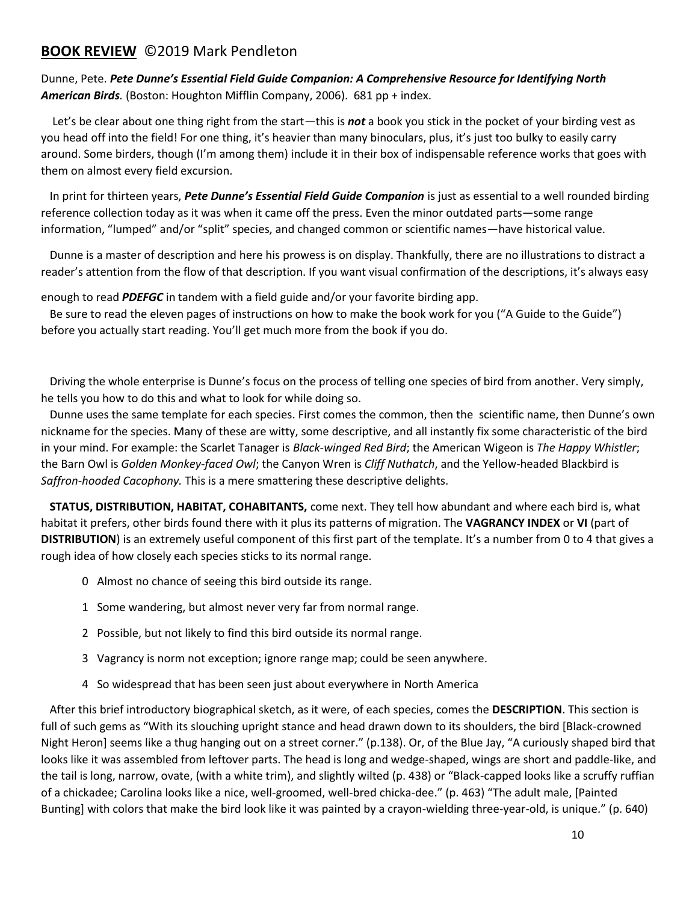## **BOOK REVIEW** ©2019 Mark Pendleton

Dunne, Pete. ***Pete Dunne's Essential Field Guide Companion: A Comprehensive Resource for Identifying North American Birds.*** (Boston: Houghton Mifflin Company, 2006). 681 pp + index.

Let's be clear about one thing right from the start—this is ***not*** a book you stick in the pocket of your birding vest as you head off into the field! For one thing, it's heavier than many binoculars, plus, it's just too bulky to easily carry around. Some birders, though (I'm among them) include it in their box of indispensable reference works that goes with them on almost every field excursion.

In print for thirteen years, ***Pete Dunne's Essential Field Guide Companion*** is just as essential to a well rounded birding reference collection today as it was when it came off the press. Even the minor outdated parts—some range information, "lumped" and/or "split" species, and changed common or scientific names—have historical value.

Dunne is a master of description and here his prowess is on display. Thankfully, there are no illustrations to distract a reader's attention from the flow of that description. If you want visual confirmation of the descriptions, it's always easy enough to read ***PDEFGC*** in tandem with a field guide and/or your favorite birding app.

Be sure to read the eleven pages of instructions on how to make the book work for you ("A Guide to the Guide") before you actually start reading. You'll get much more from the book if you do.

Driving the whole enterprise is Dunne's focus on the process of telling one species of bird from another. Very simply, he tells you how to do this and what to look for while doing so.

Dunne uses the same template for each species. First comes the common, then the scientific name, then Dunne's own nickname for the species. Many of these are witty, some descriptive, and all instantly fix some characteristic of the bird in your mind. For example: the Scarlet Tanager is *Black-winged Red Bird*; the American Wigeon is *The Happy Whistler*; the Barn Owl is *Golden Monkey-faced Owl*; the Canyon Wren is *Cliff Nuthatch*, and the Yellow-headed Blackbird is *Saffron-hooded Cacophony.* This is a mere smattering these descriptive delights.

**STATUS, DISTRIBUTION, HABITAT, COHABITANTS,** come next. They tell how abundant and where each bird is, what habitat it prefers, other birds found there with it plus its patterns of migration. The **VAGRANCY INDEX** or **VI** (part of **DISTRIBUTION**) is an extremely useful component of this first part of the template. It's a number from 0 to 4 that gives a rough idea of how closely each species sticks to its normal range.

- 0 Almost no chance of seeing this bird outside its range.
- 1 Some wandering, but almost never very far from normal range.
- 2 Possible, but not likely to find this bird outside its normal range.
- 3 Vagrancy is norm not exception; ignore range map; could be seen anywhere.
- 4 So widespread that has been seen just about everywhere in North America

After this brief introductory biographical sketch, as it were, of each species, comes the **DESCRIPTION**. This section is full of such gems as "With its slouching upright stance and head drawn down to its shoulders, the bird [Black-crowned Night Heron] seems like a thug hanging out on a street corner." (p.138). Or, of the Blue Jay, "A curiously shaped bird that looks like it was assembled from leftover parts. The head is long and wedge-shaped, wings are short and paddle-like, and the tail is long, narrow, ovate, (with a white trim), and slightly wilted (p. 438) or "Black-capped looks like a scruffy ruffian of a chickadee; Carolina looks like a nice, well-groomed, well-bred chicka-dee." (p. 463) "The adult male, [Painted Bunting] with colors that make the bird look like it was painted by a crayon-wielding three-year-old, is unique." (p. 640)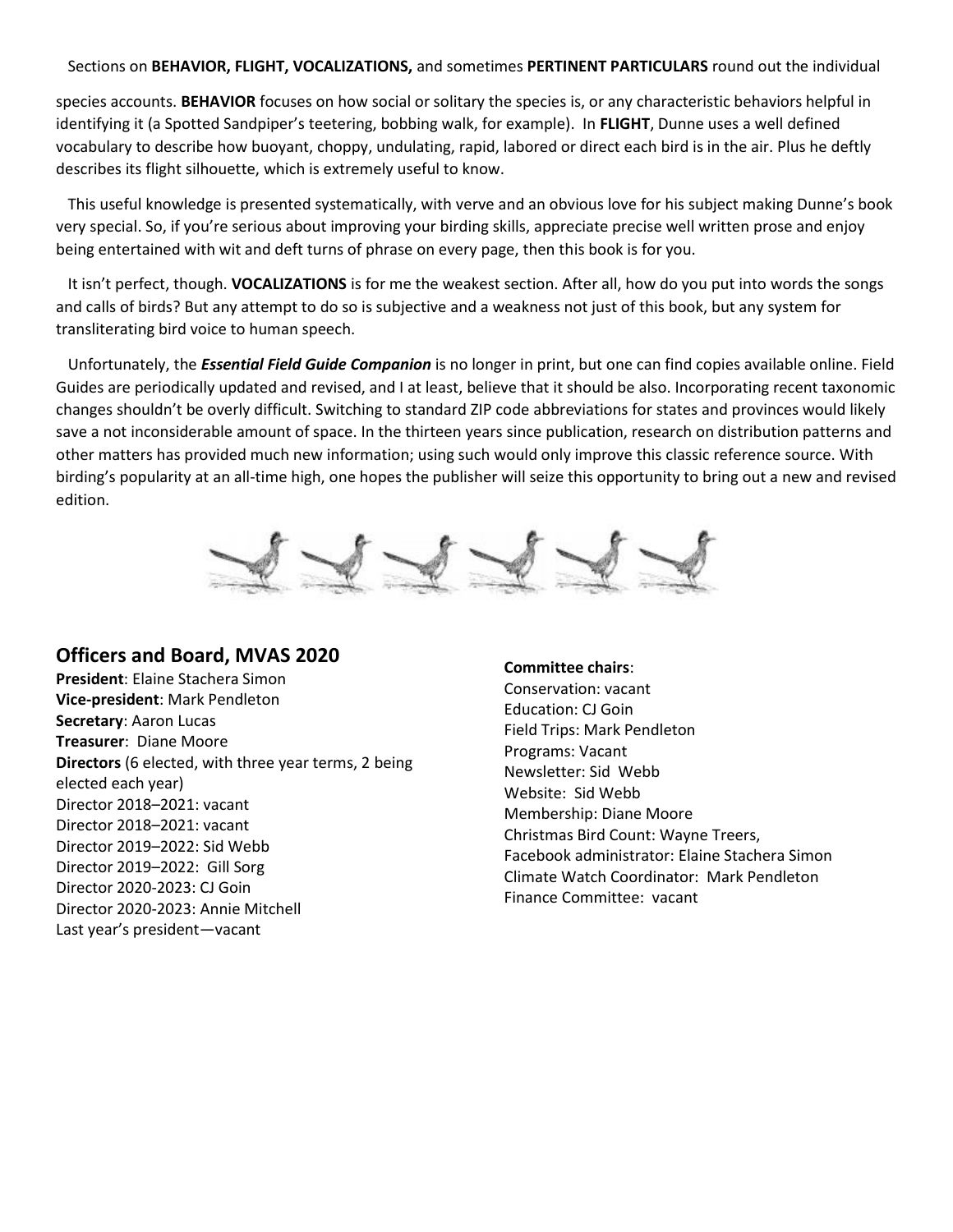Sections on **BEHAVIOR, FLIGHT, VOCALIZATIONS,** and sometimes **PERTINENT PARTICULARS** round out the individual species accounts. **BEHAVIOR** focuses on how social or solitary the species is, or any characteristic behaviors helpful in identifying it (a Spotted Sandpiper's teetering, bobbing walk, for example). In **FLIGHT**, Dunne uses a well defined vocabulary to describe how buoyant, choppy, undulating, rapid, labored or direct each bird is in the air. Plus he deftly describes its flight silhouette, which is extremely useful to know.

This useful knowledge is presented systematically, with verve and an obvious love for his subject making Dunne's book very special. So, if you're serious about improving your birding skills, appreciate precise well written prose and enjoy being entertained with wit and deft turns of phrase on every page, then this book is for you.

It isn't perfect, though. **VOCALIZATIONS** is for me the weakest section. After all, how do you put into words the songs and calls of birds? But any attempt to do so is subjective and a weakness not just of this book, but any system for transliterating bird voice to human speech.

Unfortunately, the ***Essential Field Guide Companion*** is no longer in print, but one can find copies available online. Field Guides are periodically updated and revised, and I at least, believe that it should be also. Incorporating recent taxonomic changes shouldn't be overly difficult. Switching to standard ZIP code abbreviations for states and provinces would likely save a not inconsiderable amount of space. In the thirteen years since publication, research on distribution patterns and other matters has provided much new information; using such would only improve this classic reference source. With birding's popularity at an all-time high, one hopes the publisher will seize this opportunity to bring out a new and revised edition.

## Officers and Board, MVAS 2020

**President**: Elaine Stachera Simon
**Vice-president**: Mark Pendleton
**Secretary**: Aaron Lucas
**Treasurer**: Diane Moore
**Directors** (6 elected, with three year terms, 2 being elected each year)
Director 2018–2021: vacant
Director 2018–2021: vacant
Director 2019–2022: Sid Webb
Director 2019–2022: Gill Sorg
Director 2020-2023: CJ Goin
Director 2020-2023: Annie Mitchell
Last year's president—vacant

**Committee chairs**:
Conservation: vacant
Education: CJ Goin
Field Trips: Mark Pendleton
Programs: Vacant
Newsletter: Sid Webb
Website: Sid Webb
Membership: Diane Moore
Christmas Bird Count: Wayne Treers,
Facebook administrator: Elaine Stachera Simon
Climate Watch Coordinator: Mark Pendleton
Finance Committee: vacant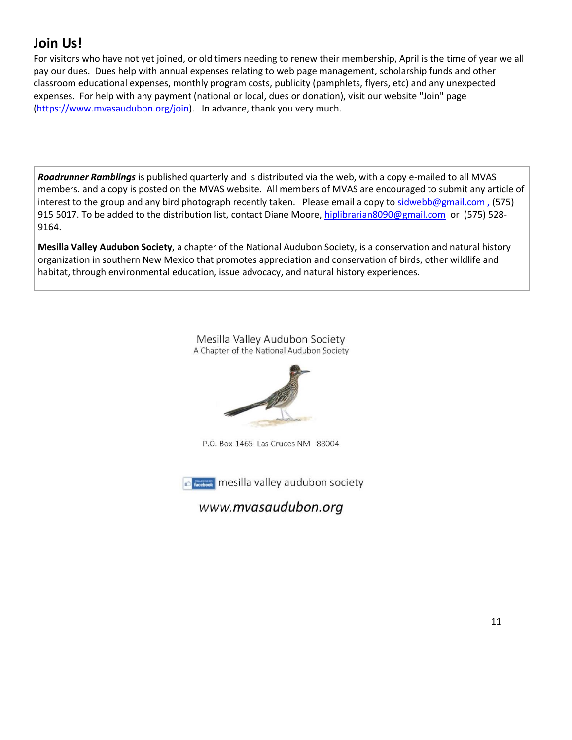## Join Us!

For visitors who have not yet joined, or old timers needing to renew their membership, April is the time of year we all pay our dues. Dues help with annual expenses relating to web page management, scholarship funds and other classroom educational expenses, monthly program costs, publicity (pamphlets, flyers, etc) and any unexpected expenses. For help with any payment (national or local, dues or donation), visit our website "Join" page (https://www.mvasaudubon.org/join). In advance, thank you very much.

***Roadrunner Ramblings*** is published quarterly and is distributed via the web, with a copy e-mailed to all MVAS members. and a copy is posted on the MVAS website. All members of MVAS are encouraged to submit any article of interest to the group and any bird photograph recently taken. Please email a copy to sidwebb@gmail.com , (575) 915 5017. To be added to the distribution list, contact Diane Moore, hiplibrarian8090@gmail.com or (575) 528-9164.

**Mesilla Valley Audubon Society**, a chapter of the National Audubon Society, is a conservation and natural history organization in southern New Mexico that promotes appreciation and conservation of birds, other wildlife and habitat, through environmental education, issue advocacy, and natural history experiences.

Mesilla Valley Audubon Society
A Chapter of the National Audubon Society

P.O. Box 1465 Las Cruces NM 88004

mesilla valley audubon society

www.*mvasaudubon.org*